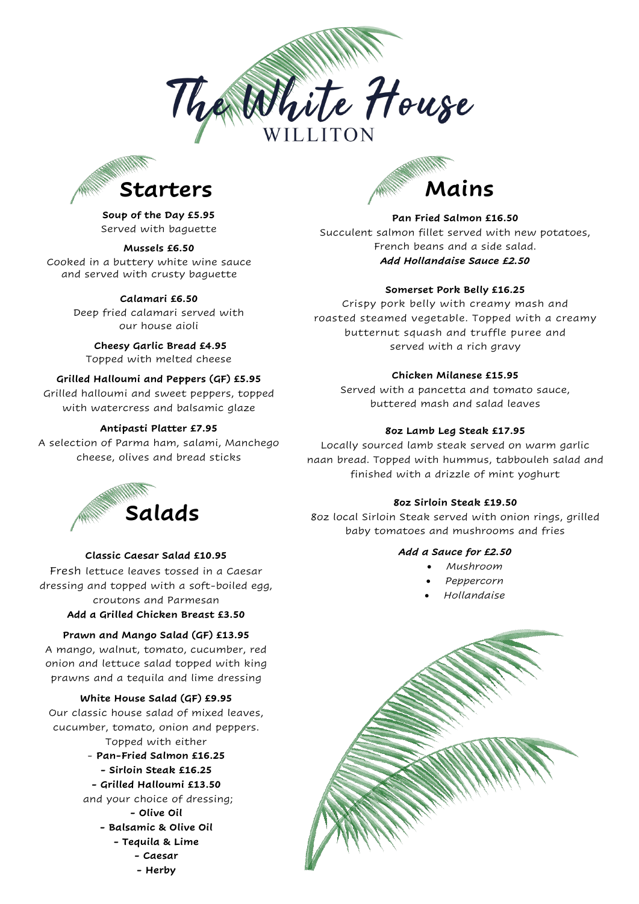# The White House

WILLITON

## Starters

**Soup of the Day £5.95**
Served with baguette

**Mussels £6.50**
Cooked in a buttery white wine sauce and served with crusty baguette

**Calamari £6.50**
Deep fried calamari served with our house aioli

**Cheesy Garlic Bread £4.95**
Topped with melted cheese

**Grilled Halloumi and Peppers (GF) £5.95**
Grilled halloumi and sweet peppers, topped with watercress and balsamic glaze

**Antipasti Platter £7.95**
A selection of Parma ham, salami, Manchego cheese, olives and bread sticks

## Salads

**Classic Caesar Salad £10.95**
Fresh lettuce leaves tossed in a Caesar dressing and topped with a soft-boiled egg, croutons and Parmesan
**Add a Grilled Chicken Breast £3.50**

**Prawn and Mango Salad (GF) £13.95**
A mango, walnut, tomato, cucumber, red onion and lettuce salad topped with king prawns and a tequila and lime dressing

**White House Salad (GF) £9.95**
Our classic house salad of mixed leaves, cucumber, tomato, onion and peppers.
Topped with either
- **Pan-Fried Salmon £16.25**
- **Sirloin Steak £16.25**
- **Grilled Halloumi £13.50**

and your choice of dressing;
- **Olive Oil**
- **Balsamic & Olive Oil**
- **Tequila & Lime**
- **Caesar**
- **Herby**

## Mains

**Pan Fried Salmon £16.50**
Succulent salmon fillet served with new potatoes, French beans and a side salad.
***Add Hollandaise Sauce £2.50***

**Somerset Pork Belly £16.25**
Crispy pork belly with creamy mash and roasted steamed vegetable. Topped with a creamy butternut squash and truffle puree and served with a rich gravy

**Chicken Milanese £15.95**
Served with a pancetta and tomato sauce, buttered mash and salad leaves

**8oz Lamb Leg Steak £17.95**
Locally sourced lamb steak served on warm garlic naan bread. Topped with hummus, tabbouleh salad and finished with a drizzle of mint yoghurt

**8oz Sirloin Steak £19.50**
8oz local Sirloin Steak served with onion rings, grilled baby tomatoes and mushrooms and fries

***Add a Sauce for £2.50***
- *Mushroom*
- *Peppercorn*
- *Hollandaise*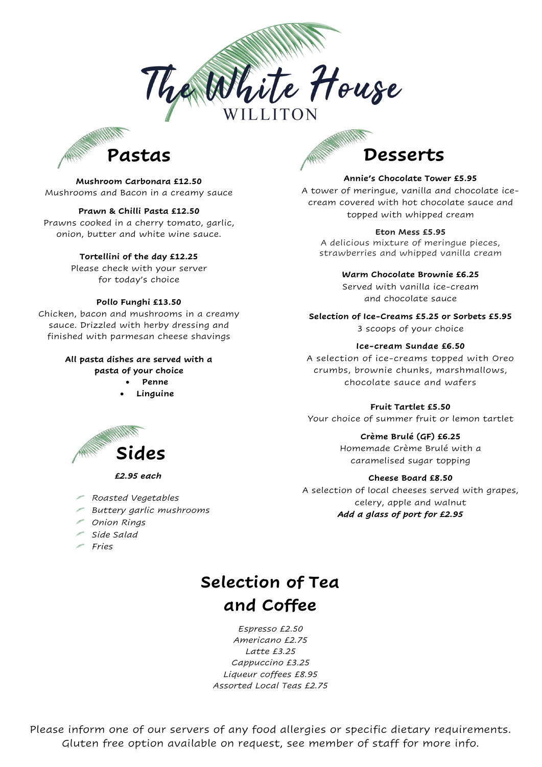# The White House

WILLITON

## Pastas

**Mushroom Carbonara £12.50**
Mushrooms and Bacon in a creamy sauce

**Prawn & Chilli Pasta £12.50**
Prawns cooked in a cherry tomato, garlic, onion, butter and white wine sauce.

**Tortellini of the day £12.25**
Please check with your server for today's choice

**Pollo Funghi £13.50**
Chicken, bacon and mushrooms in a creamy sauce. Drizzled with herby dressing and finished with parmesan cheese shavings

**All pasta dishes are served with a pasta of your choice**

- **Penne**
- **Linguine**

## Sides

***£2.95 each***

- *Roasted Vegetables*
- *Buttery garlic mushrooms*
- *Onion Rings*
- *Side Salad*
- *Fries*

## Desserts

**Annie's Chocolate Tower £5.95**
A tower of meringue, vanilla and chocolate ice-cream covered with hot chocolate sauce and topped with whipped cream

**Eton Mess £5.95**
A delicious mixture of meringue pieces, strawberries and whipped vanilla cream

**Warm Chocolate Brownie £6.25**
Served with vanilla ice-cream and chocolate sauce

**Selection of Ice-Creams £5.25 or Sorbets £5.95**
3 scoops of your choice

**Ice-cream Sundae £6.50**
A selection of ice-creams topped with Oreo crumbs, brownie chunks, marshmallows, chocolate sauce and wafers

**Fruit Tartlet £5.50**
Your choice of summer fruit or lemon tartlet

**Crème Brulé (GF) £6.25**
Homemade Crème Brulé with a caramelised sugar topping

**Cheese Board £8.50**
A selection of local cheeses served with grapes, celery, apple and walnut
***Add a glass of port for £2.95***

## Selection of Tea and Coffee

*Espresso £2.50*
*Americano £2.75*
*Latte £3.25*
*Cappuccino £3.25*
*Liqueur coffees £8.95*
*Assorted Local Teas £2.75*

Please inform one of our servers of any food allergies or specific dietary requirements.
Gluten free option available on request, see member of staff for more info.